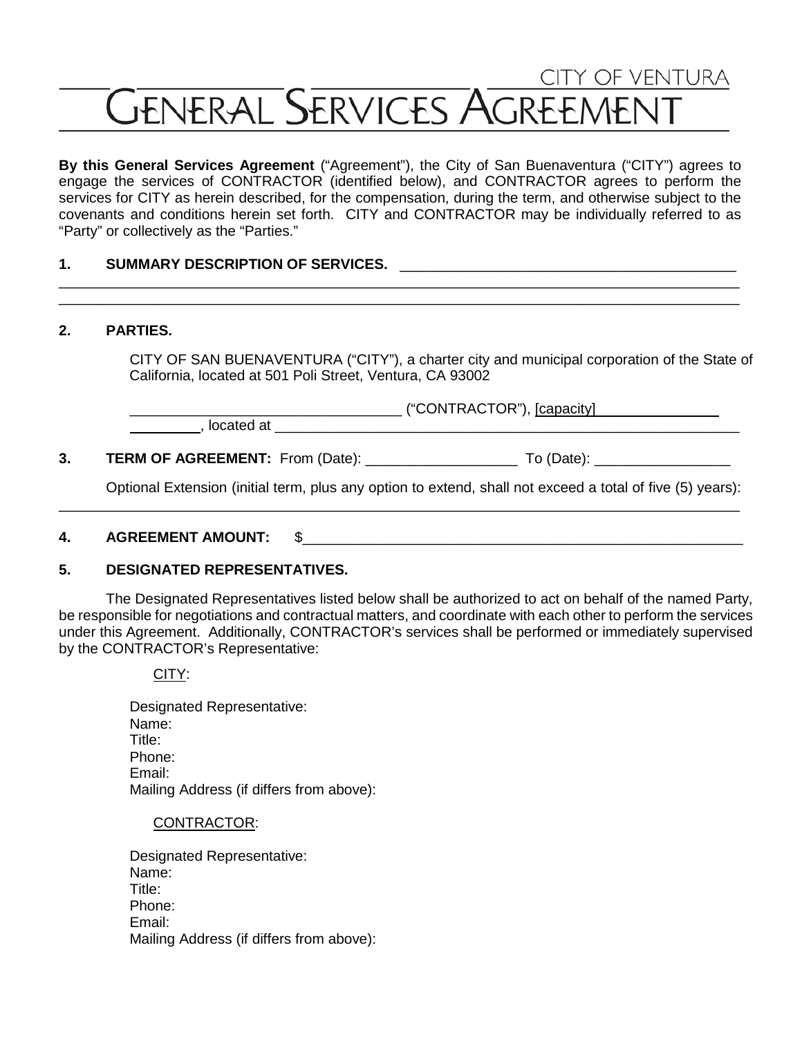CITY OF VENTURA

# GENERAL SERVICES AGREEMENT

**By this General Services Agreement** ("Agreement"), the City of San Buenaventura ("CITY") agrees to engage the services of CONTRACTOR (identified below), and CONTRACTOR agrees to perform the services for CITY as herein described, for the compensation, during the term, and otherwise subject to the covenants and conditions herein set forth. CITY and CONTRACTOR may be individually referred to as "Party" or collectively as the "Parties."

**1. SUMMARY DESCRIPTION OF SERVICES.** ___________________________________________

_____________________________________________________________________________________

_____________________________________________________________________________________

**2. PARTIES.**

CITY OF SAN BUENAVENTURA ("CITY"), a charter city and municipal corporation of the State of California, located at 501 Poli Street, Ventura, CA 93002

__________________________________ ("CONTRACTOR"), [capacity]________________ _________, located at ______________________________________________________________

**3. TERM OF AGREEMENT:** From (Date): ___________________ To (Date): _________________

Optional Extension (initial term, plus any option to extend, shall not exceed a total of five (5) years):

_____________________________________________________________________________________

**4. AGREEMENT AMOUNT:** $_________________________________________________________

**5. DESIGNATED REPRESENTATIVES.**

The Designated Representatives listed below shall be authorized to act on behalf of the named Party, be responsible for negotiations and contractual matters, and coordinate with each other to perform the services under this Agreement. Additionally, CONTRACTOR's services shall be performed or immediately supervised by the CONTRACTOR's Representative:

CITY:

Designated Representative:
Name:
Title:
Phone:
Email:
Mailing Address (if differs from above):

CONTRACTOR:

Designated Representative:
Name:
Title:
Phone:
Email:
Mailing Address (if differs from above):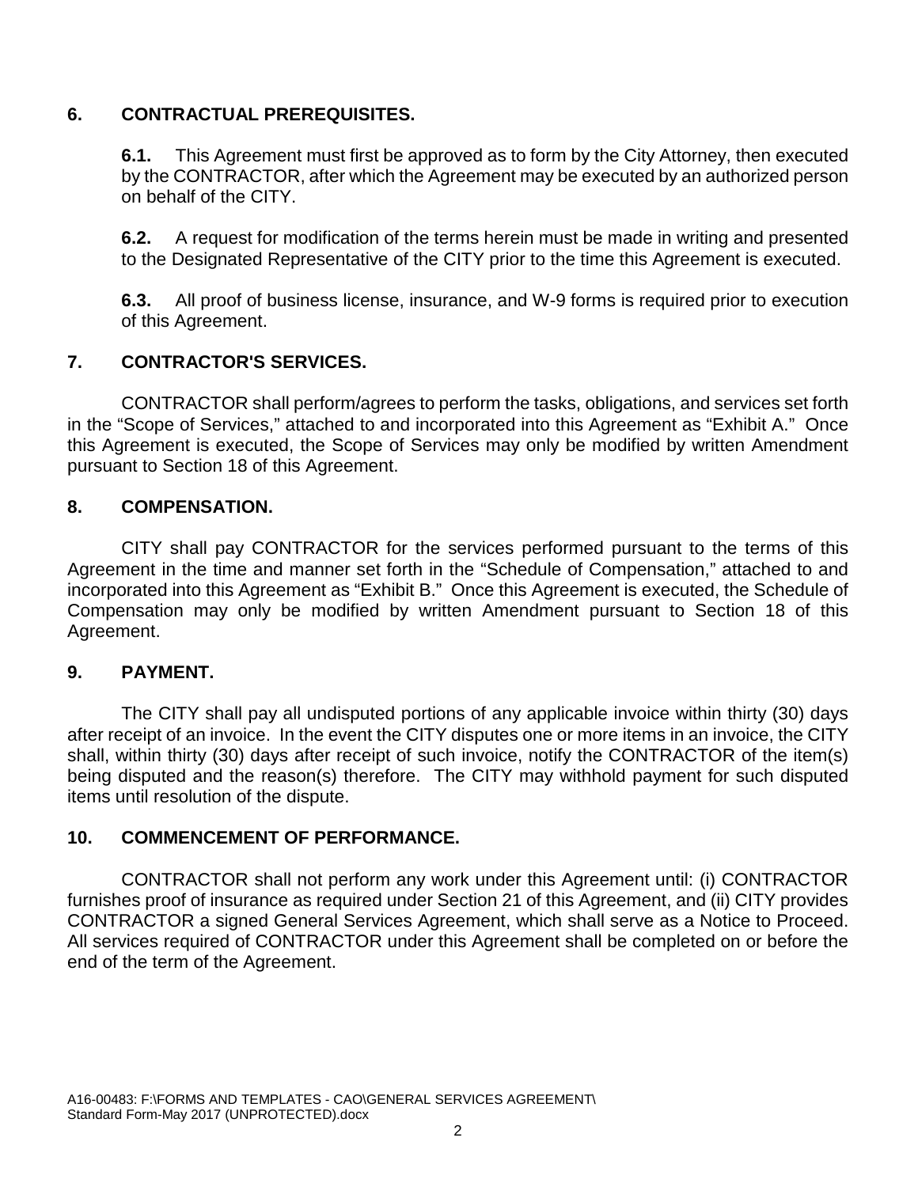## 6. CONTRACTUAL PREREQUISITES.

**6.1.** This Agreement must first be approved as to form by the City Attorney, then executed by the CONTRACTOR, after which the Agreement may be executed by an authorized person on behalf of the CITY.

**6.2.** A request for modification of the terms herein must be made in writing and presented to the Designated Representative of the CITY prior to the time this Agreement is executed.

**6.3.** All proof of business license, insurance, and W-9 forms is required prior to execution of this Agreement.

## 7. CONTRACTOR'S SERVICES.

CONTRACTOR shall perform/agrees to perform the tasks, obligations, and services set forth in the "Scope of Services," attached to and incorporated into this Agreement as "Exhibit A." Once this Agreement is executed, the Scope of Services may only be modified by written Amendment pursuant to Section 18 of this Agreement.

## 8. COMPENSATION.

CITY shall pay CONTRACTOR for the services performed pursuant to the terms of this Agreement in the time and manner set forth in the "Schedule of Compensation," attached to and incorporated into this Agreement as "Exhibit B." Once this Agreement is executed, the Schedule of Compensation may only be modified by written Amendment pursuant to Section 18 of this Agreement.

## 9. PAYMENT.

The CITY shall pay all undisputed portions of any applicable invoice within thirty (30) days after receipt of an invoice. In the event the CITY disputes one or more items in an invoice, the CITY shall, within thirty (30) days after receipt of such invoice, notify the CONTRACTOR of the item(s) being disputed and the reason(s) therefore. The CITY may withhold payment for such disputed items until resolution of the dispute.

## 10. COMMENCEMENT OF PERFORMANCE.

CONTRACTOR shall not perform any work under this Agreement until: (i) CONTRACTOR furnishes proof of insurance as required under Section 21 of this Agreement, and (ii) CITY provides CONTRACTOR a signed General Services Agreement, which shall serve as a Notice to Proceed. All services required of CONTRACTOR under this Agreement shall be completed on or before the end of the term of the Agreement.

A16-00483: F:\FORMS AND TEMPLATES - CAO\GENERAL SERVICES AGREEMENT\
Standard Form-May 2017 (UNPROTECTED).docx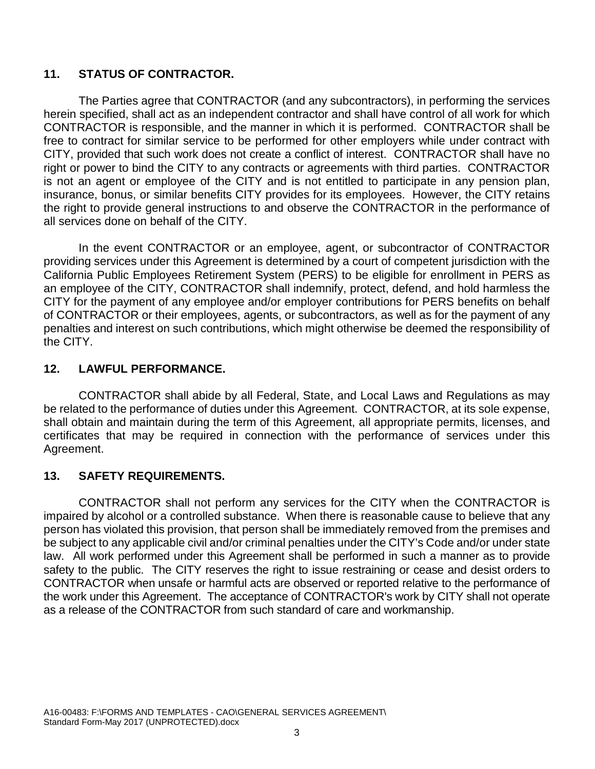## 11. STATUS OF CONTRACTOR.

The Parties agree that CONTRACTOR (and any subcontractors), in performing the services herein specified, shall act as an independent contractor and shall have control of all work for which CONTRACTOR is responsible, and the manner in which it is performed. CONTRACTOR shall be free to contract for similar service to be performed for other employers while under contract with CITY, provided that such work does not create a conflict of interest. CONTRACTOR shall have no right or power to bind the CITY to any contracts or agreements with third parties. CONTRACTOR is not an agent or employee of the CITY and is not entitled to participate in any pension plan, insurance, bonus, or similar benefits CITY provides for its employees. However, the CITY retains the right to provide general instructions to and observe the CONTRACTOR in the performance of all services done on behalf of the CITY.

In the event CONTRACTOR or an employee, agent, or subcontractor of CONTRACTOR providing services under this Agreement is determined by a court of competent jurisdiction with the California Public Employees Retirement System (PERS) to be eligible for enrollment in PERS as an employee of the CITY, CONTRACTOR shall indemnify, protect, defend, and hold harmless the CITY for the payment of any employee and/or employer contributions for PERS benefits on behalf of CONTRACTOR or their employees, agents, or subcontractors, as well as for the payment of any penalties and interest on such contributions, which might otherwise be deemed the responsibility of the CITY.

## 12. LAWFUL PERFORMANCE.

CONTRACTOR shall abide by all Federal, State, and Local Laws and Regulations as may be related to the performance of duties under this Agreement. CONTRACTOR, at its sole expense, shall obtain and maintain during the term of this Agreement, all appropriate permits, licenses, and certificates that may be required in connection with the performance of services under this Agreement.

## 13. SAFETY REQUIREMENTS.

CONTRACTOR shall not perform any services for the CITY when the CONTRACTOR is impaired by alcohol or a controlled substance. When there is reasonable cause to believe that any person has violated this provision, that person shall be immediately removed from the premises and be subject to any applicable civil and/or criminal penalties under the CITY's Code and/or under state law. All work performed under this Agreement shall be performed in such a manner as to provide safety to the public. The CITY reserves the right to issue restraining or cease and desist orders to CONTRACTOR when unsafe or harmful acts are observed or reported relative to the performance of the work under this Agreement. The acceptance of CONTRACTOR's work by CITY shall not operate as a release of the CONTRACTOR from such standard of care and workmanship.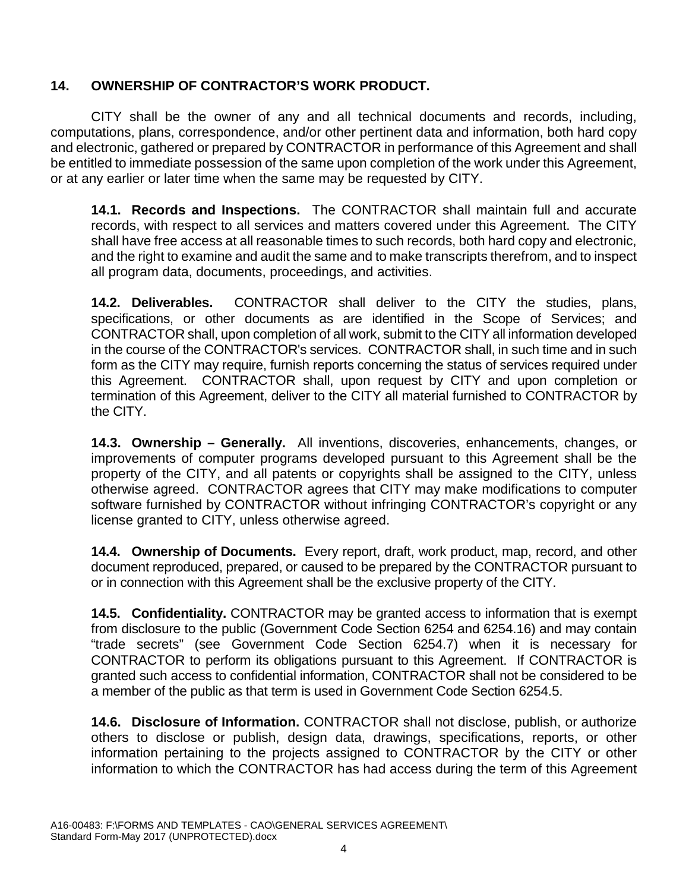## 14. OWNERSHIP OF CONTRACTOR'S WORK PRODUCT.

CITY shall be the owner of any and all technical documents and records, including, computations, plans, correspondence, and/or other pertinent data and information, both hard copy and electronic, gathered or prepared by CONTRACTOR in performance of this Agreement and shall be entitled to immediate possession of the same upon completion of the work under this Agreement, or at any earlier or later time when the same may be requested by CITY.

**14.1. Records and Inspections.** The CONTRACTOR shall maintain full and accurate records, with respect to all services and matters covered under this Agreement. The CITY shall have free access at all reasonable times to such records, both hard copy and electronic, and the right to examine and audit the same and to make transcripts therefrom, and to inspect all program data, documents, proceedings, and activities.

**14.2. Deliverables.** CONTRACTOR shall deliver to the CITY the studies, plans, specifications, or other documents as are identified in the Scope of Services; and CONTRACTOR shall, upon completion of all work, submit to the CITY all information developed in the course of the CONTRACTOR's services. CONTRACTOR shall, in such time and in such form as the CITY may require, furnish reports concerning the status of services required under this Agreement. CONTRACTOR shall, upon request by CITY and upon completion or termination of this Agreement, deliver to the CITY all material furnished to CONTRACTOR by the CITY.

**14.3. Ownership – Generally.** All inventions, discoveries, enhancements, changes, or improvements of computer programs developed pursuant to this Agreement shall be the property of the CITY, and all patents or copyrights shall be assigned to the CITY, unless otherwise agreed. CONTRACTOR agrees that CITY may make modifications to computer software furnished by CONTRACTOR without infringing CONTRACTOR's copyright or any license granted to CITY, unless otherwise agreed.

**14.4. Ownership of Documents.** Every report, draft, work product, map, record, and other document reproduced, prepared, or caused to be prepared by the CONTRACTOR pursuant to or in connection with this Agreement shall be the exclusive property of the CITY.

**14.5. Confidentiality.** CONTRACTOR may be granted access to information that is exempt from disclosure to the public (Government Code Section 6254 and 6254.16) and may contain "trade secrets" (see Government Code Section 6254.7) when it is necessary for CONTRACTOR to perform its obligations pursuant to this Agreement. If CONTRACTOR is granted such access to confidential information, CONTRACTOR shall not be considered to be a member of the public as that term is used in Government Code Section 6254.5.

**14.6. Disclosure of Information.** CONTRACTOR shall not disclose, publish, or authorize others to disclose or publish, design data, drawings, specifications, reports, or other information pertaining to the projects assigned to CONTRACTOR by the CITY or other information to which the CONTRACTOR has had access during the term of this Agreement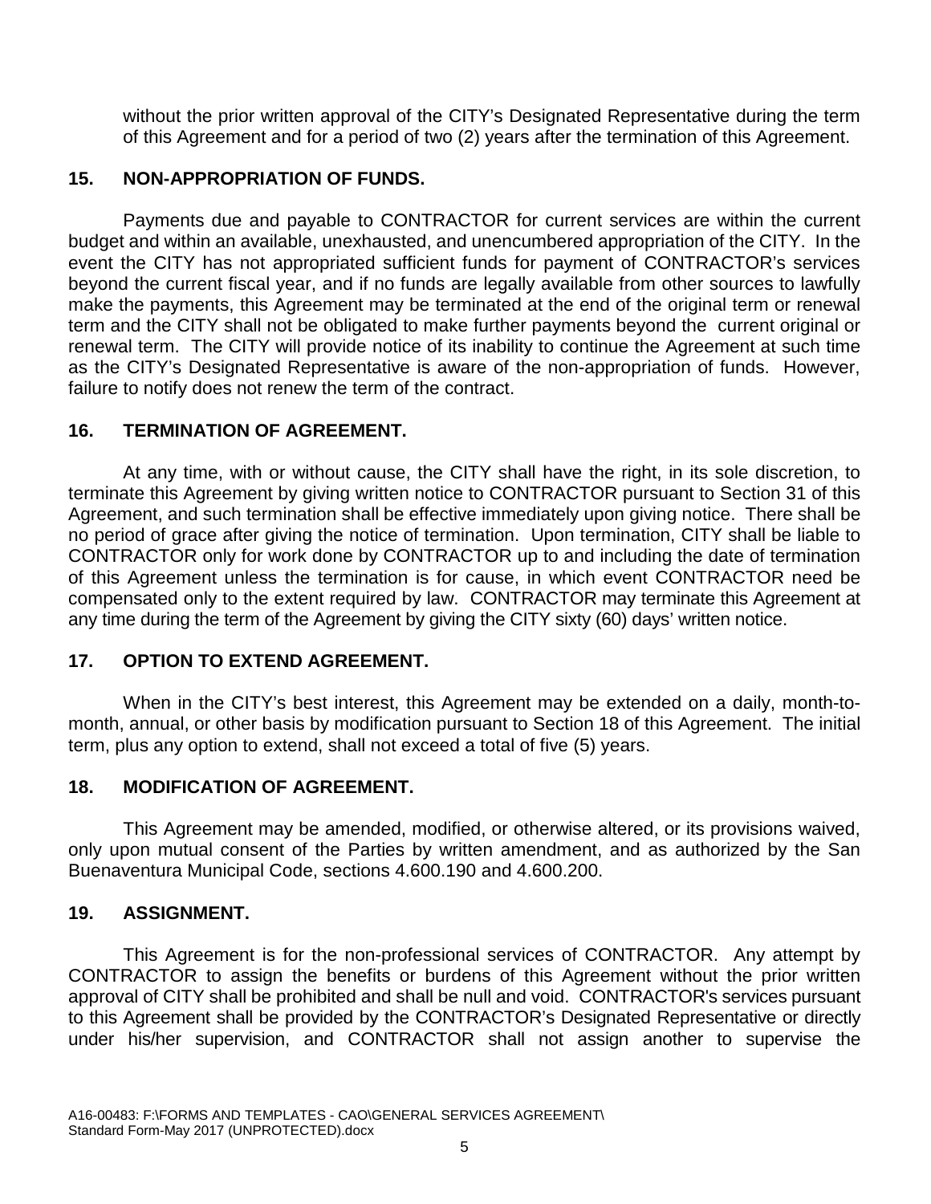without the prior written approval of the CITY's Designated Representative during the term of this Agreement and for a period of two (2) years after the termination of this Agreement.

## 15. NON-APPROPRIATION OF FUNDS.

Payments due and payable to CONTRACTOR for current services are within the current budget and within an available, unexhausted, and unencumbered appropriation of the CITY. In the event the CITY has not appropriated sufficient funds for payment of CONTRACTOR's services beyond the current fiscal year, and if no funds are legally available from other sources to lawfully make the payments, this Agreement may be terminated at the end of the original term or renewal term and the CITY shall not be obligated to make further payments beyond the current original or renewal term. The CITY will provide notice of its inability to continue the Agreement at such time as the CITY's Designated Representative is aware of the non-appropriation of funds. However, failure to notify does not renew the term of the contract.

## 16. TERMINATION OF AGREEMENT.

At any time, with or without cause, the CITY shall have the right, in its sole discretion, to terminate this Agreement by giving written notice to CONTRACTOR pursuant to Section 31 of this Agreement, and such termination shall be effective immediately upon giving notice. There shall be no period of grace after giving the notice of termination. Upon termination, CITY shall be liable to CONTRACTOR only for work done by CONTRACTOR up to and including the date of termination of this Agreement unless the termination is for cause, in which event CONTRACTOR need be compensated only to the extent required by law. CONTRACTOR may terminate this Agreement at any time during the term of the Agreement by giving the CITY sixty (60) days' written notice.

## 17. OPTION TO EXTEND AGREEMENT.

When in the CITY's best interest, this Agreement may be extended on a daily, month-to-month, annual, or other basis by modification pursuant to Section 18 of this Agreement. The initial term, plus any option to extend, shall not exceed a total of five (5) years.

## 18. MODIFICATION OF AGREEMENT.

This Agreement may be amended, modified, or otherwise altered, or its provisions waived, only upon mutual consent of the Parties by written amendment, and as authorized by the San Buenaventura Municipal Code, sections 4.600.190 and 4.600.200.

## 19. ASSIGNMENT.

This Agreement is for the non-professional services of CONTRACTOR. Any attempt by CONTRACTOR to assign the benefits or burdens of this Agreement without the prior written approval of CITY shall be prohibited and shall be null and void. CONTRACTOR's services pursuant to this Agreement shall be provided by the CONTRACTOR's Designated Representative or directly under his/her supervision, and CONTRACTOR shall not assign another to supervise the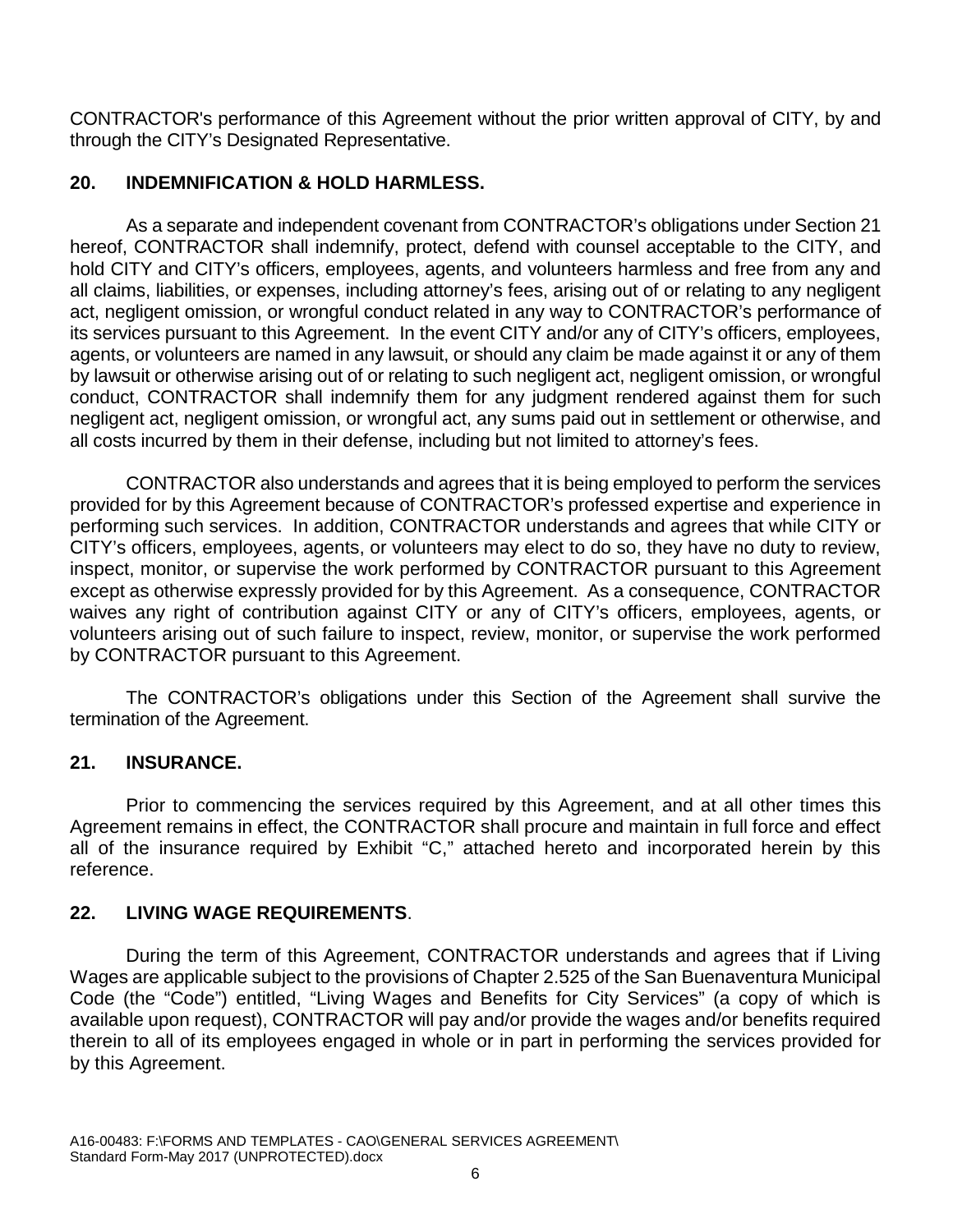CONTRACTOR's performance of this Agreement without the prior written approval of CITY, by and through the CITY's Designated Representative.

## 20. INDEMNIFICATION & HOLD HARMLESS.

As a separate and independent covenant from CONTRACTOR's obligations under Section 21 hereof, CONTRACTOR shall indemnify, protect, defend with counsel acceptable to the CITY, and hold CITY and CITY's officers, employees, agents, and volunteers harmless and free from any and all claims, liabilities, or expenses, including attorney's fees, arising out of or relating to any negligent act, negligent omission, or wrongful conduct related in any way to CONTRACTOR's performance of its services pursuant to this Agreement. In the event CITY and/or any of CITY's officers, employees, agents, or volunteers are named in any lawsuit, or should any claim be made against it or any of them by lawsuit or otherwise arising out of or relating to such negligent act, negligent omission, or wrongful conduct, CONTRACTOR shall indemnify them for any judgment rendered against them for such negligent act, negligent omission, or wrongful act, any sums paid out in settlement or otherwise, and all costs incurred by them in their defense, including but not limited to attorney's fees.

CONTRACTOR also understands and agrees that it is being employed to perform the services provided for by this Agreement because of CONTRACTOR's professed expertise and experience in performing such services. In addition, CONTRACTOR understands and agrees that while CITY or CITY's officers, employees, agents, or volunteers may elect to do so, they have no duty to review, inspect, monitor, or supervise the work performed by CONTRACTOR pursuant to this Agreement except as otherwise expressly provided for by this Agreement. As a consequence, CONTRACTOR waives any right of contribution against CITY or any of CITY's officers, employees, agents, or volunteers arising out of such failure to inspect, review, monitor, or supervise the work performed by CONTRACTOR pursuant to this Agreement.

The CONTRACTOR's obligations under this Section of the Agreement shall survive the termination of the Agreement.

## 21. INSURANCE.

Prior to commencing the services required by this Agreement, and at all other times this Agreement remains in effect, the CONTRACTOR shall procure and maintain in full force and effect all of the insurance required by Exhibit "C," attached hereto and incorporated herein by this reference.

## 22. LIVING WAGE REQUIREMENTS.

During the term of this Agreement, CONTRACTOR understands and agrees that if Living Wages are applicable subject to the provisions of Chapter 2.525 of the San Buenaventura Municipal Code (the "Code") entitled, "Living Wages and Benefits for City Services" (a copy of which is available upon request), CONTRACTOR will pay and/or provide the wages and/or benefits required therein to all of its employees engaged in whole or in part in performing the services provided for by this Agreement.

A16-00483: F:\FORMS AND TEMPLATES - CAO\GENERAL SERVICES AGREEMENT\
Standard Form-May 2017 (UNPROTECTED).docx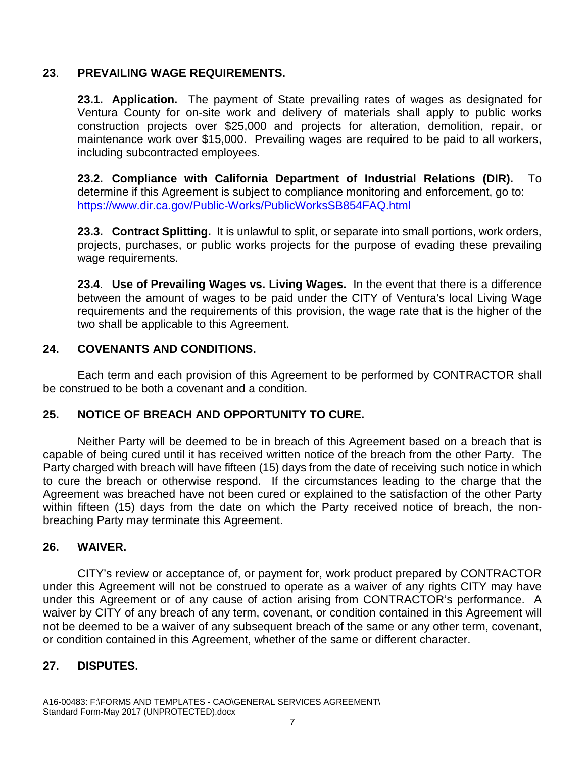## 23. PREVAILING WAGE REQUIREMENTS.

**23.1. Application.** The payment of State prevailing rates of wages as designated for Ventura County for on-site work and delivery of materials shall apply to public works construction projects over $25,000 and projects for alteration, demolition, repair, or maintenance work over $15,000. Prevailing wages are required to be paid to all workers, including subcontracted employees.

**23.2. Compliance with California Department of Industrial Relations (DIR).** To determine if this Agreement is subject to compliance monitoring and enforcement, go to: https://www.dir.ca.gov/Public-Works/PublicWorksSB854FAQ.html

**23.3. Contract Splitting.** It is unlawful to split, or separate into small portions, work orders, projects, purchases, or public works projects for the purpose of evading these prevailing wage requirements.

**23.4**. **Use of Prevailing Wages vs. Living Wages.** In the event that there is a difference between the amount of wages to be paid under the CITY of Ventura's local Living Wage requirements and the requirements of this provision, the wage rate that is the higher of the two shall be applicable to this Agreement.

## 24. COVENANTS AND CONDITIONS.

Each term and each provision of this Agreement to be performed by CONTRACTOR shall be construed to be both a covenant and a condition.

## 25. NOTICE OF BREACH AND OPPORTUNITY TO CURE.

Neither Party will be deemed to be in breach of this Agreement based on a breach that is capable of being cured until it has received written notice of the breach from the other Party. The Party charged with breach will have fifteen (15) days from the date of receiving such notice in which to cure the breach or otherwise respond. If the circumstances leading to the charge that the Agreement was breached have not been cured or explained to the satisfaction of the other Party within fifteen (15) days from the date on which the Party received notice of breach, the non-breaching Party may terminate this Agreement.

## 26. WAIVER.

CITY's review or acceptance of, or payment for, work product prepared by CONTRACTOR under this Agreement will not be construed to operate as a waiver of any rights CITY may have under this Agreement or of any cause of action arising from CONTRACTOR's performance. A waiver by CITY of any breach of any term, covenant, or condition contained in this Agreement will not be deemed to be a waiver of any subsequent breach of the same or any other term, covenant, or condition contained in this Agreement, whether of the same or different character.

## 27. DISPUTES.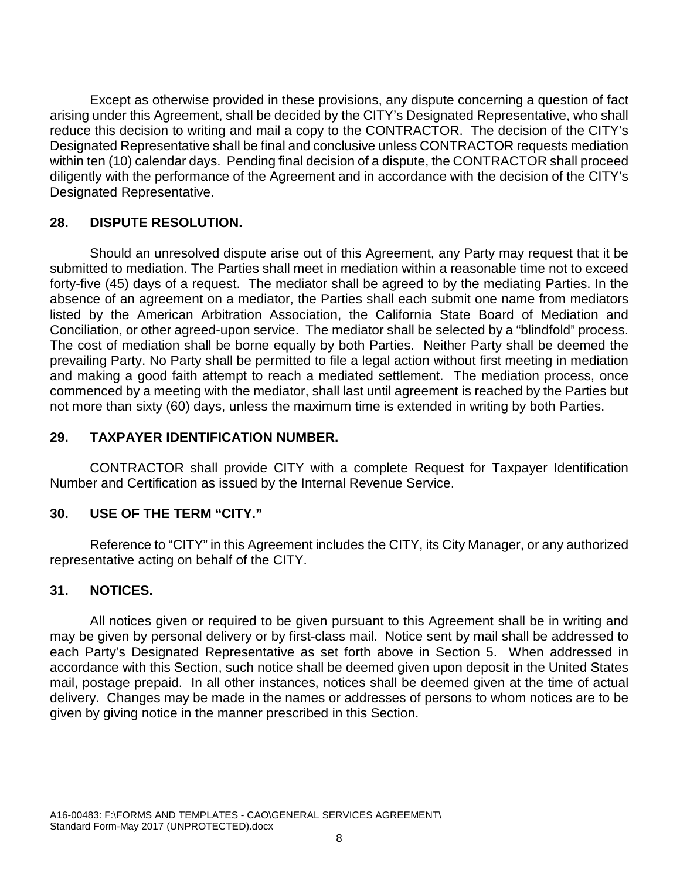Except as otherwise provided in these provisions, any dispute concerning a question of fact arising under this Agreement, shall be decided by the CITY's Designated Representative, who shall reduce this decision to writing and mail a copy to the CONTRACTOR. The decision of the CITY's Designated Representative shall be final and conclusive unless CONTRACTOR requests mediation within ten (10) calendar days. Pending final decision of a dispute, the CONTRACTOR shall proceed diligently with the performance of the Agreement and in accordance with the decision of the CITY's Designated Representative.

## 28. DISPUTE RESOLUTION.

Should an unresolved dispute arise out of this Agreement, any Party may request that it be submitted to mediation. The Parties shall meet in mediation within a reasonable time not to exceed forty-five (45) days of a request. The mediator shall be agreed to by the mediating Parties. In the absence of an agreement on a mediator, the Parties shall each submit one name from mediators listed by the American Arbitration Association, the California State Board of Mediation and Conciliation, or other agreed-upon service. The mediator shall be selected by a "blindfold" process. The cost of mediation shall be borne equally by both Parties. Neither Party shall be deemed the prevailing Party. No Party shall be permitted to file a legal action without first meeting in mediation and making a good faith attempt to reach a mediated settlement. The mediation process, once commenced by a meeting with the mediator, shall last until agreement is reached by the Parties but not more than sixty (60) days, unless the maximum time is extended in writing by both Parties.

## 29. TAXPAYER IDENTIFICATION NUMBER.

CONTRACTOR shall provide CITY with a complete Request for Taxpayer Identification Number and Certification as issued by the Internal Revenue Service.

## 30. USE OF THE TERM "CITY."

Reference to "CITY" in this Agreement includes the CITY, its City Manager, or any authorized representative acting on behalf of the CITY.

## 31. NOTICES.

All notices given or required to be given pursuant to this Agreement shall be in writing and may be given by personal delivery or by first-class mail. Notice sent by mail shall be addressed to each Party's Designated Representative as set forth above in Section 5. When addressed in accordance with this Section, such notice shall be deemed given upon deposit in the United States mail, postage prepaid. In all other instances, notices shall be deemed given at the time of actual delivery. Changes may be made in the names or addresses of persons to whom notices are to be given by giving notice in the manner prescribed in this Section.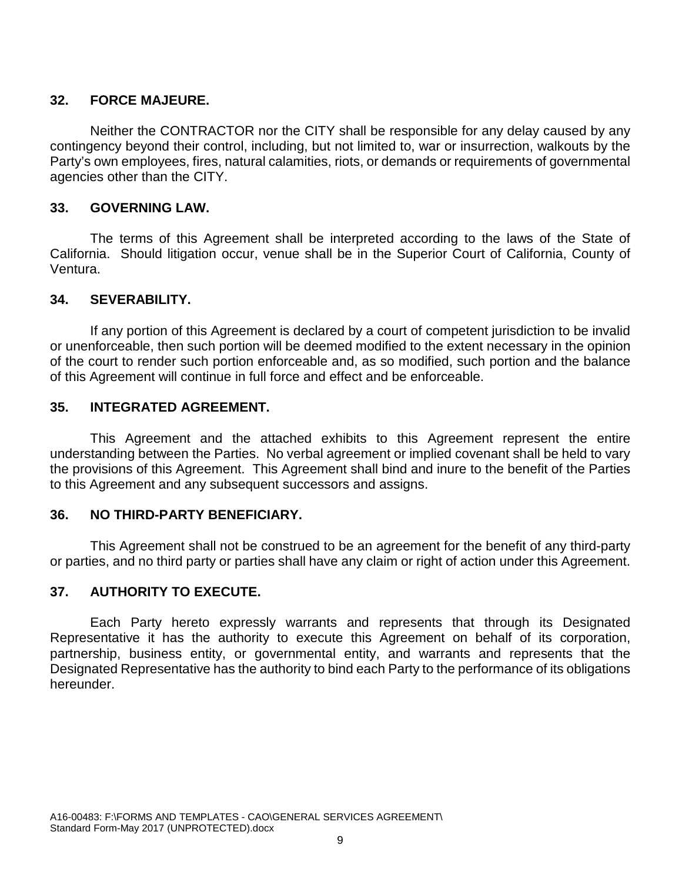## 32. FORCE MAJEURE.

Neither the CONTRACTOR nor the CITY shall be responsible for any delay caused by any contingency beyond their control, including, but not limited to, war or insurrection, walkouts by the Party's own employees, fires, natural calamities, riots, or demands or requirements of governmental agencies other than the CITY.

## 33. GOVERNING LAW.

The terms of this Agreement shall be interpreted according to the laws of the State of California. Should litigation occur, venue shall be in the Superior Court of California, County of Ventura.

## 34. SEVERABILITY.

If any portion of this Agreement is declared by a court of competent jurisdiction to be invalid or unenforceable, then such portion will be deemed modified to the extent necessary in the opinion of the court to render such portion enforceable and, as so modified, such portion and the balance of this Agreement will continue in full force and effect and be enforceable.

## 35. INTEGRATED AGREEMENT.

This Agreement and the attached exhibits to this Agreement represent the entire understanding between the Parties. No verbal agreement or implied covenant shall be held to vary the provisions of this Agreement. This Agreement shall bind and inure to the benefit of the Parties to this Agreement and any subsequent successors and assigns.

## 36. NO THIRD-PARTY BENEFICIARY.

This Agreement shall not be construed to be an agreement for the benefit of any third-party or parties, and no third party or parties shall have any claim or right of action under this Agreement.

## 37. AUTHORITY TO EXECUTE.

Each Party hereto expressly warrants and represents that through its Designated Representative it has the authority to execute this Agreement on behalf of its corporation, partnership, business entity, or governmental entity, and warrants and represents that the Designated Representative has the authority to bind each Party to the performance of its obligations hereunder.

A16-00483: F:\FORMS AND TEMPLATES - CAO\GENERAL SERVICES AGREEMENT\
Standard Form-May 2017 (UNPROTECTED).docx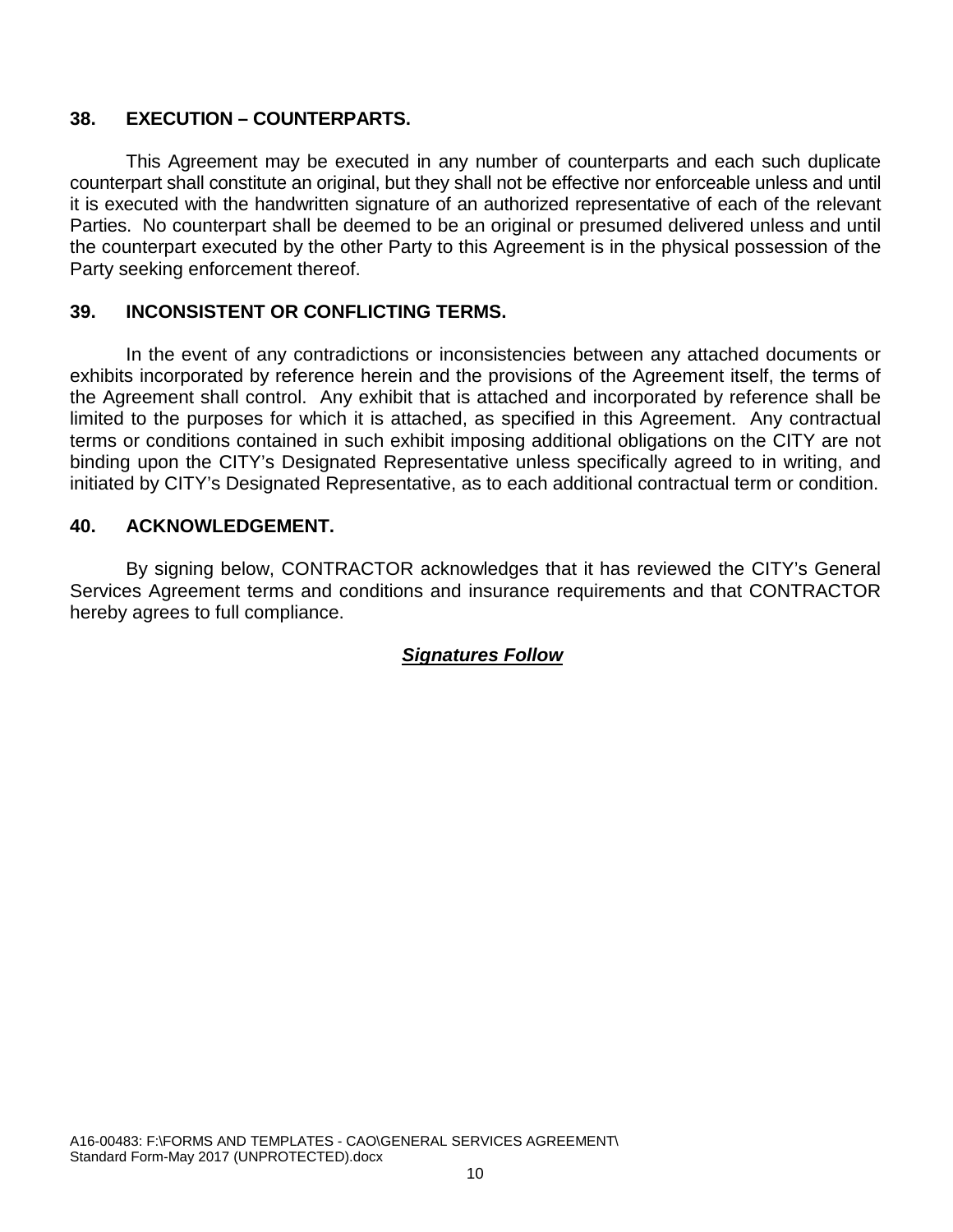## 38. EXECUTION – COUNTERPARTS.

This Agreement may be executed in any number of counterparts and each such duplicate counterpart shall constitute an original, but they shall not be effective nor enforceable unless and until it is executed with the handwritten signature of an authorized representative of each of the relevant Parties. No counterpart shall be deemed to be an original or presumed delivered unless and until the counterpart executed by the other Party to this Agreement is in the physical possession of the Party seeking enforcement thereof.

## 39. INCONSISTENT OR CONFLICTING TERMS.

In the event of any contradictions or inconsistencies between any attached documents or exhibits incorporated by reference herein and the provisions of the Agreement itself, the terms of the Agreement shall control. Any exhibit that is attached and incorporated by reference shall be limited to the purposes for which it is attached, as specified in this Agreement. Any contractual terms or conditions contained in such exhibit imposing additional obligations on the CITY are not binding upon the CITY's Designated Representative unless specifically agreed to in writing, and initiated by CITY's Designated Representative, as to each additional contractual term or condition.

## 40. ACKNOWLEDGEMENT.

By signing below, CONTRACTOR acknowledges that it has reviewed the CITY's General Services Agreement terms and conditions and insurance requirements and that CONTRACTOR hereby agrees to full compliance.

***Signatures Follow***

A16-00483: F:\FORMS AND TEMPLATES - CAO\GENERAL SERVICES AGREEMENT\Standard Form-May 2017 (UNPROTECTED).docx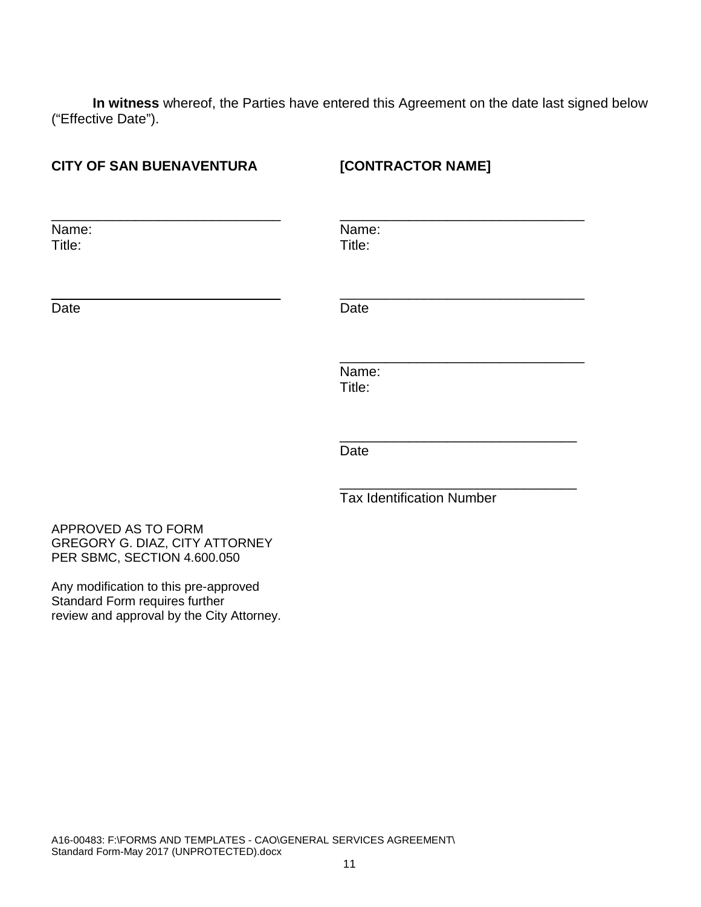**In witness** whereof, the Parties have entered this Agreement on the date last signed below ("Effective Date").

| **CITY OF SAN BUENAVENTURA** | **[CONTRACTOR NAME]** |
| --- | --- |
| _______________________________ | _______________________________ |
| Name: | Name: |
| Title: | Title: |
| _______________________________ | _______________________________ |
| Date | Date |
| | _______________________________ |
| | Name: |
| | Title: |
| | _______________________________ |
| | Date |
| | _______________________________ |
| | Tax Identification Number |

APPROVED AS TO FORM
GREGORY G. DIAZ, CITY ATTORNEY
PER SBMC, SECTION 4.600.050

Any modification to this pre-approved Standard Form requires further review and approval by the City Attorney.

A16-00483: F:\FORMS AND TEMPLATES - CAO\GENERAL SERVICES AGREEMENT\
Standard Form-May 2017 (UNPROTECTED).docx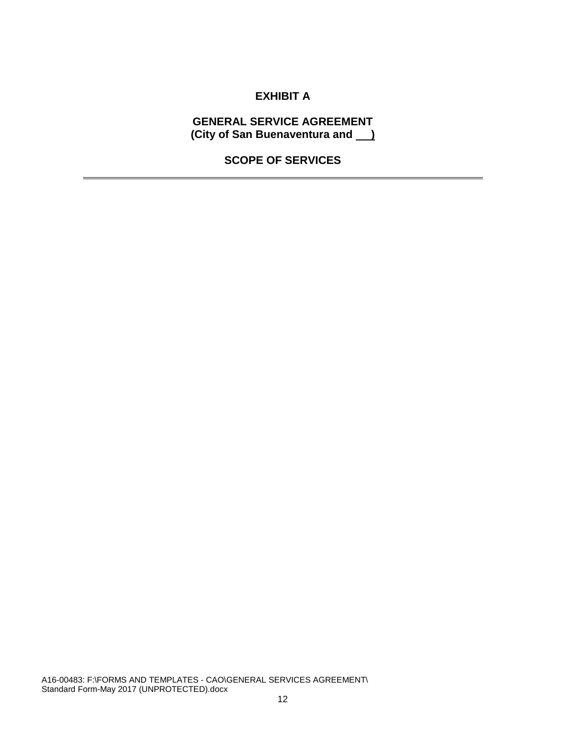# EXHIBIT A

## GENERAL SERVICE AGREEMENT
## (City of San Buenaventura and ___)

## SCOPE OF SERVICES

---

A16-00483: F:\FORMS AND TEMPLATES - CAO\GENERAL SERVICES AGREEMENT\
Standard Form-May 2017 (UNPROTECTED).docx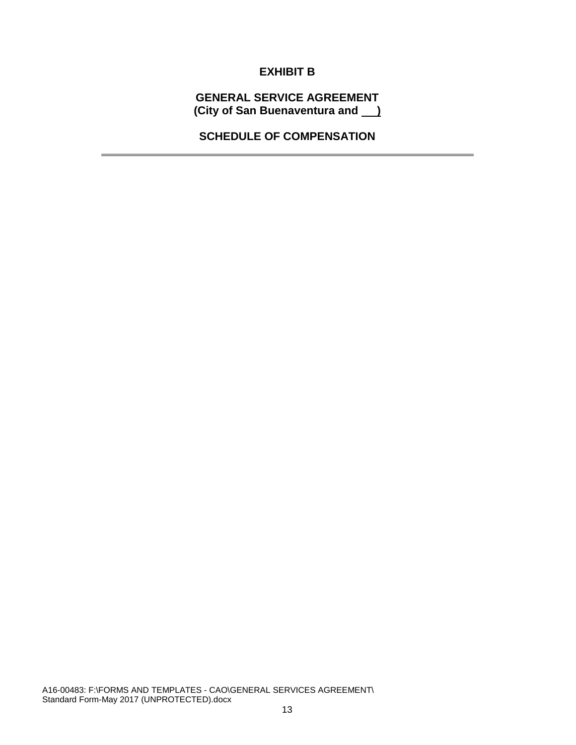# EXHIBIT B

## GENERAL SERVICE AGREEMENT
**(City of San Buenaventura and ___)**

## SCHEDULE OF COMPENSATION

---

A16-00483: F:\FORMS AND TEMPLATES - CAO\GENERAL SERVICES AGREEMENT\
Standard Form-May 2017 (UNPROTECTED).docx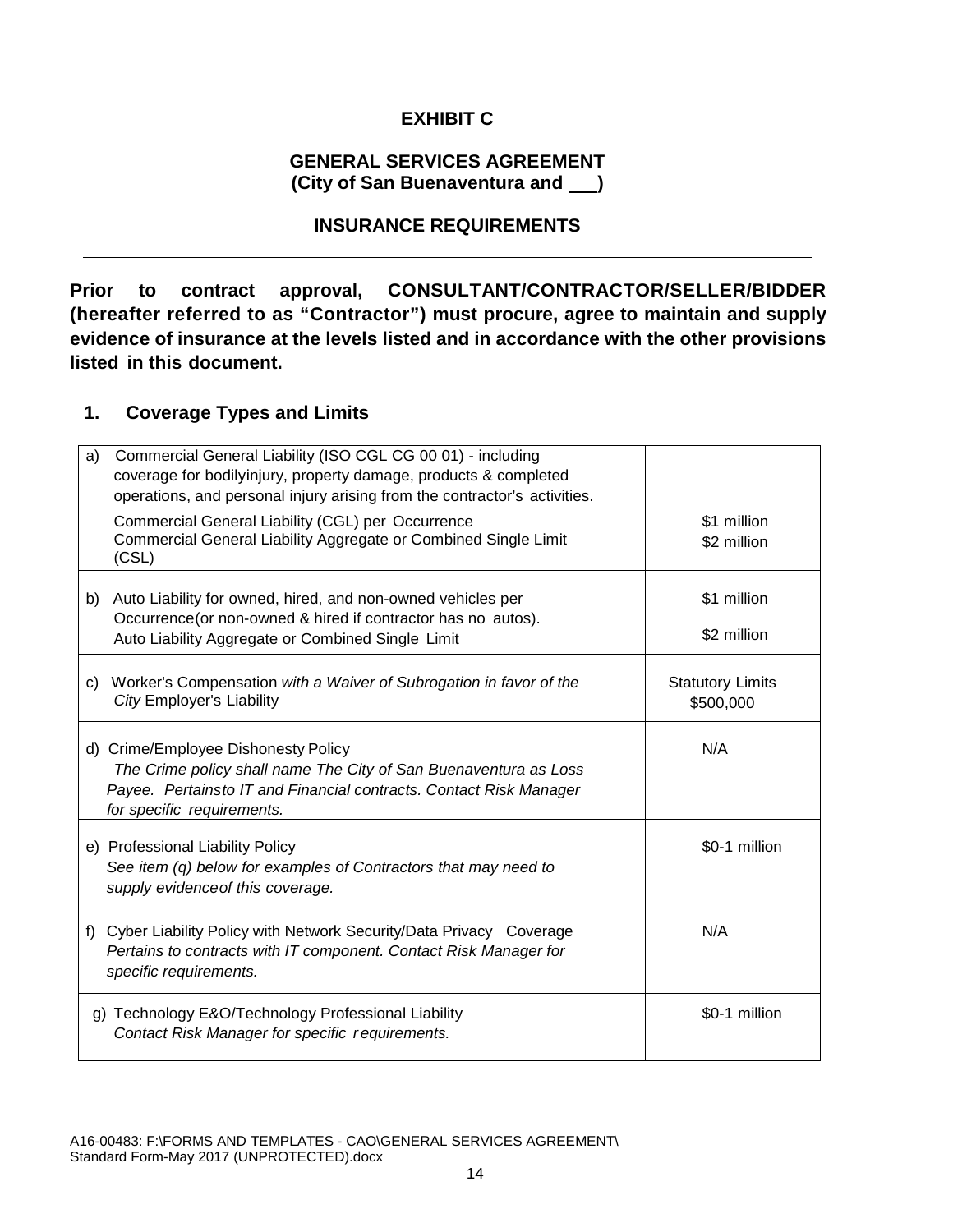**EXHIBIT C**

**GENERAL SERVICES AGREEMENT**
**(City of San Buenaventura and \_\_\_)**

**INSURANCE REQUIREMENTS**

---

**Prior to contract approval, CONSULTANT/CONTRACTOR/SELLER/BIDDER (hereafter referred to as "Contractor") must procure, agree to maintain and supply evidence of insurance at the levels listed and in accordance with the other provisions listed in this document.**

## 1. Coverage Types and Limits

| | |
|---|---|
| a) Commercial General Liability (ISO CGL CG 00 01) - including coverage for bodilyinjury, property damage, products & completed operations, and personal injury arising from the contractor's activities.<br>Commercial General Liability (CGL) per Occurrence<br>Commercial General Liability Aggregate or Combined Single Limit (CSL) | <br><br>\$1 million<br>\$2 million |
| b) Auto Liability for owned, hired, and non-owned vehicles per Occurrence(or non-owned & hired if contractor has no autos).<br>Auto Liability Aggregate or Combined Single Limit | \$1 million<br>\$2 million |
| c) Worker's Compensation *with a Waiver of Subrogation in favor of the City* Employer's Liability | Statutory Limits<br>\$500,000 |
| d) Crime/Employee Dishonesty Policy<br>*The Crime policy shall name The City of San Buenaventura as Loss Payee. Pertainsto IT and Financial contracts. Contact Risk Manager for specific requirements.* | N/A |
| e) Professional Liability Policy<br>*See item (q) below for examples of Contractors that may need to supply evidenceof this coverage.* | \$0-1 million |
| f) Cyber Liability Policy with Network Security/Data Privacy Coverage<br>*Pertains to contracts with IT component. Contact Risk Manager for specific requirements.* | N/A |
| g) Technology E&O/Technology Professional Liability<br>*Contact Risk Manager for specific r equirements.* | \$0-1 million |

A16-00483: F:\FORMS AND TEMPLATES - CAO\GENERAL SERVICES AGREEMENT\ Standard Form-May 2017 (UNPROTECTED).docx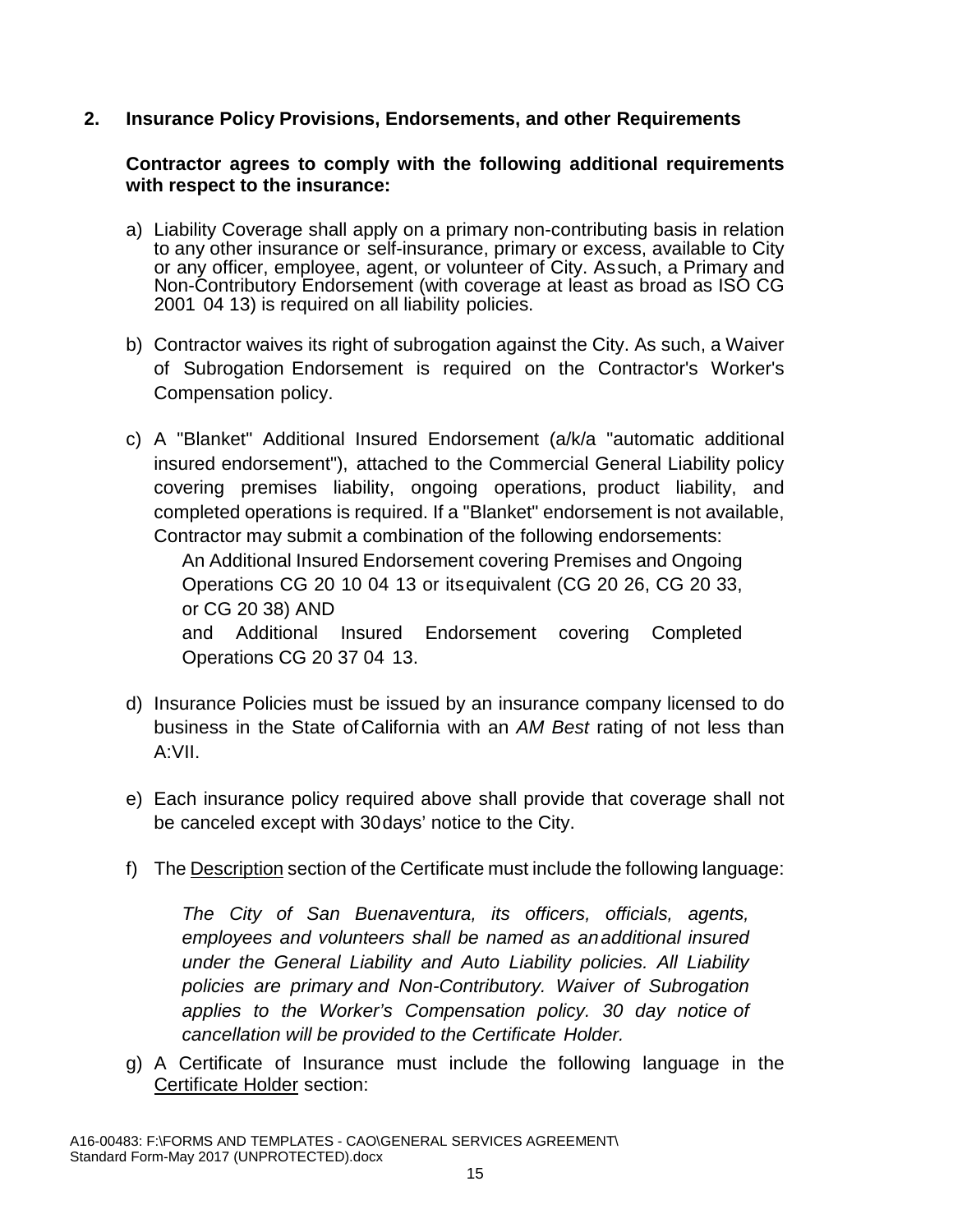## 2. Insurance Policy Provisions, Endorsements, and other Requirements

**Contractor agrees to comply with the following additional requirements with respect to the insurance:**

a) Liability Coverage shall apply on a primary non-contributing basis in relation to any other insurance or self-insurance, primary or excess, available to City or any officer, employee, agent, or volunteer of City. As such, a Primary and Non-Contributory Endorsement (with coverage at least as broad as ISO CG 2001 04 13) is required on all liability policies.

b) Contractor waives its right of subrogation against the City. As such, a Waiver of Subrogation Endorsement is required on the Contractor's Worker's Compensation policy.

c) A "Blanket" Additional Insured Endorsement (a/k/a "automatic additional insured endorsement"), attached to the Commercial General Liability policy covering premises liability, ongoing operations, product liability, and completed operations is required. If a "Blanket" endorsement is not available, Contractor may submit a combination of the following endorsements:

   An Additional Insured Endorsement covering Premises and Ongoing Operations CG 20 10 04 13 or its equivalent (CG 20 26, CG 20 33, or CG 20 38) AND

   and Additional Insured Endorsement covering Completed Operations CG 20 37 04 13.

d) Insurance Policies must be issued by an insurance company licensed to do business in the State of California with an *AM Best* rating of not less than A:VII.

e) Each insurance policy required above shall provide that coverage shall not be canceled except with 30 days' notice to the City.

f) The Description section of the Certificate must include the following language:

   *The City of San Buenaventura, its officers, officials, agents, employees and volunteers shall be named as an additional insured under the General Liability and Auto Liability policies. All Liability policies are primary and Non-Contributory. Waiver of Subrogation applies to the Worker's Compensation policy. 30 day notice of cancellation will be provided to the Certificate Holder.*

g) A Certificate of Insurance must include the following language in the Certificate Holder section:

A16-00483: F:\FORMS AND TEMPLATES - CAO\GENERAL SERVICES AGREEMENT\Standard Form-May 2017 (UNPROTECTED).docx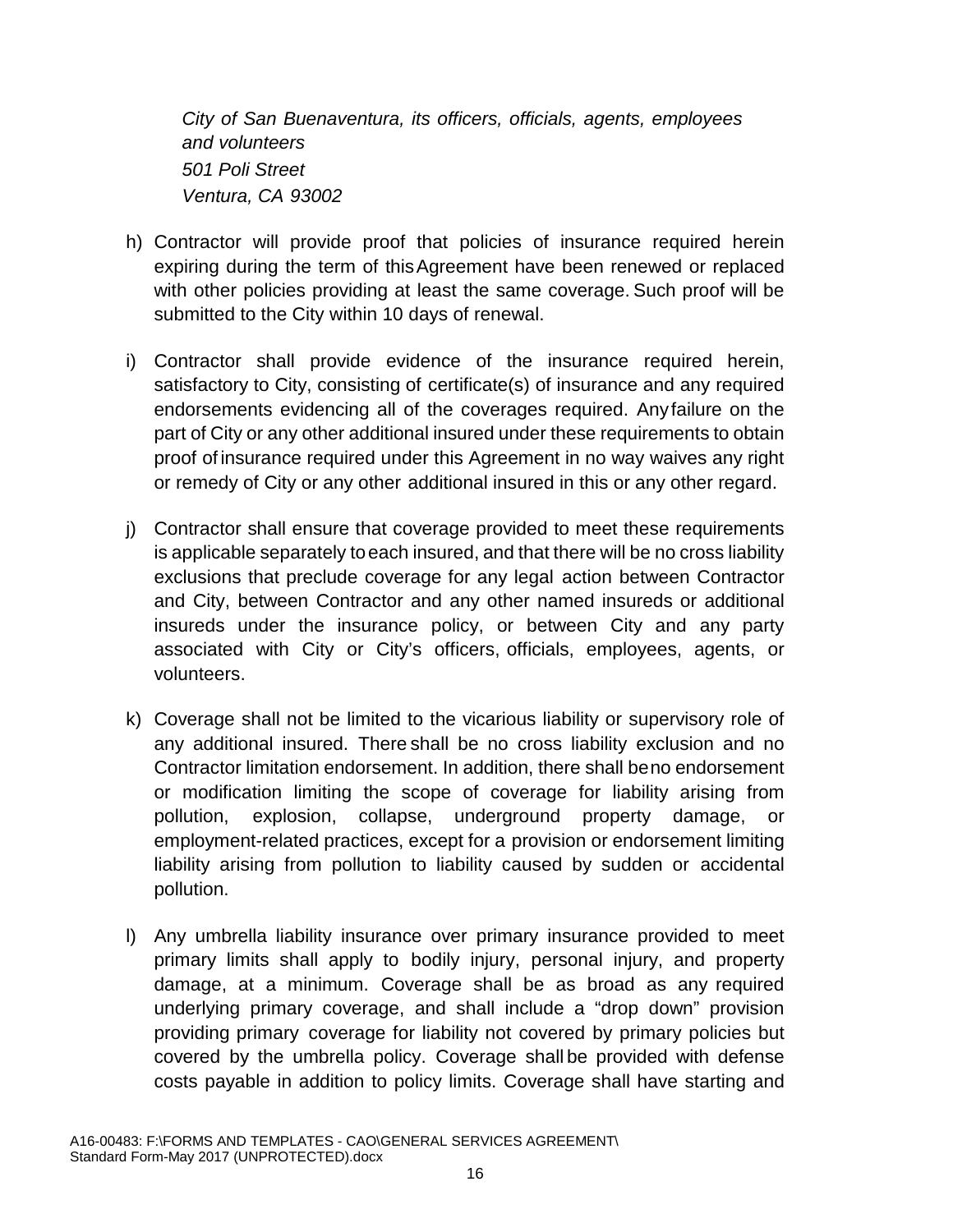*City of San Buenaventura, its officers, officials, agents, employees and volunteers*
*501 Poli Street*
*Ventura, CA 93002*

h) Contractor will provide proof that policies of insurance required herein expiring during the term of this Agreement have been renewed or replaced with other policies providing at least the same coverage. Such proof will be submitted to the City within 10 days of renewal.

i) Contractor shall provide evidence of the insurance required herein, satisfactory to City, consisting of certificate(s) of insurance and any required endorsements evidencing all of the coverages required. Any failure on the part of City or any other additional insured under these requirements to obtain proof of insurance required under this Agreement in no way waives any right or remedy of City or any other additional insured in this or any other regard.

j) Contractor shall ensure that coverage provided to meet these requirements is applicable separately to each insured, and that there will be no cross liability exclusions that preclude coverage for any legal action between Contractor and City, between Contractor and any other named insureds or additional insureds under the insurance policy, or between City and any party associated with City or City's officers, officials, employees, agents, or volunteers.

k) Coverage shall not be limited to the vicarious liability or supervisory role of any additional insured. There shall be no cross liability exclusion and no Contractor limitation endorsement. In addition, there shall be no endorsement or modification limiting the scope of coverage for liability arising from pollution, explosion, collapse, underground property damage, or employment-related practices, except for a provision or endorsement limiting liability arising from pollution to liability caused by sudden or accidental pollution.

l) Any umbrella liability insurance over primary insurance provided to meet primary limits shall apply to bodily injury, personal injury, and property damage, at a minimum. Coverage shall be as broad as any required underlying primary coverage, and shall include a "drop down" provision providing primary coverage for liability not covered by primary policies but covered by the umbrella policy. Coverage shall be provided with defense costs payable in addition to policy limits. Coverage shall have starting and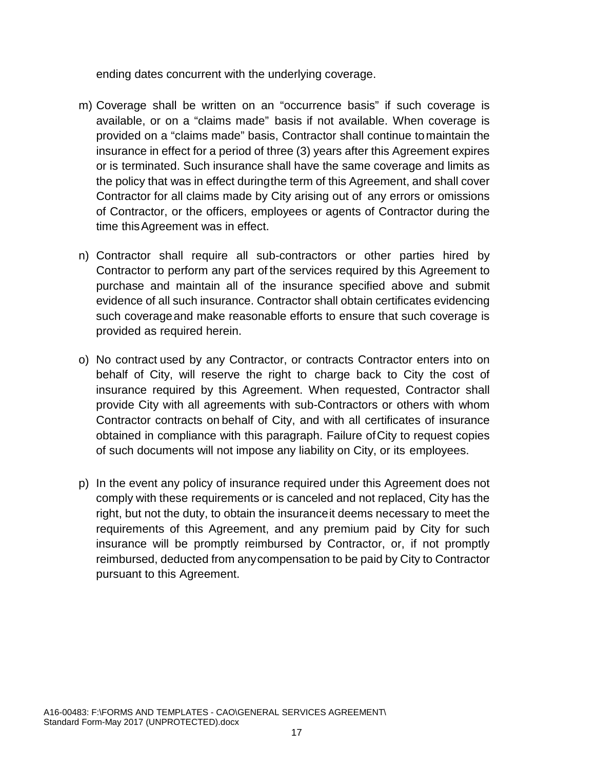ending dates concurrent with the underlying coverage.

m) Coverage shall be written on an "occurrence basis" if such coverage is available, or on a "claims made" basis if not available. When coverage is provided on a "claims made" basis, Contractor shall continue to maintain the insurance in effect for a period of three (3) years after this Agreement expires or is terminated. Such insurance shall have the same coverage and limits as the policy that was in effect during the term of this Agreement, and shall cover Contractor for all claims made by City arising out of any errors or omissions of Contractor, or the officers, employees or agents of Contractor during the time this Agreement was in effect.

n) Contractor shall require all sub-contractors or other parties hired by Contractor to perform any part of the services required by this Agreement to purchase and maintain all of the insurance specified above and submit evidence of all such insurance. Contractor shall obtain certificates evidencing such coverage and make reasonable efforts to ensure that such coverage is provided as required herein.

o) No contract used by any Contractor, or contracts Contractor enters into on behalf of City, will reserve the right to charge back to City the cost of insurance required by this Agreement. When requested, Contractor shall provide City with all agreements with sub-Contractors or others with whom Contractor contracts on behalf of City, and with all certificates of insurance obtained in compliance with this paragraph. Failure of City to request copies of such documents will not impose any liability on City, or its employees.

p) In the event any policy of insurance required under this Agreement does not comply with these requirements or is canceled and not replaced, City has the right, but not the duty, to obtain the insurance it deems necessary to meet the requirements of this Agreement, and any premium paid by City for such insurance will be promptly reimbursed by Contractor, or, if not promptly reimbursed, deducted from any compensation to be paid by City to Contractor pursuant to this Agreement.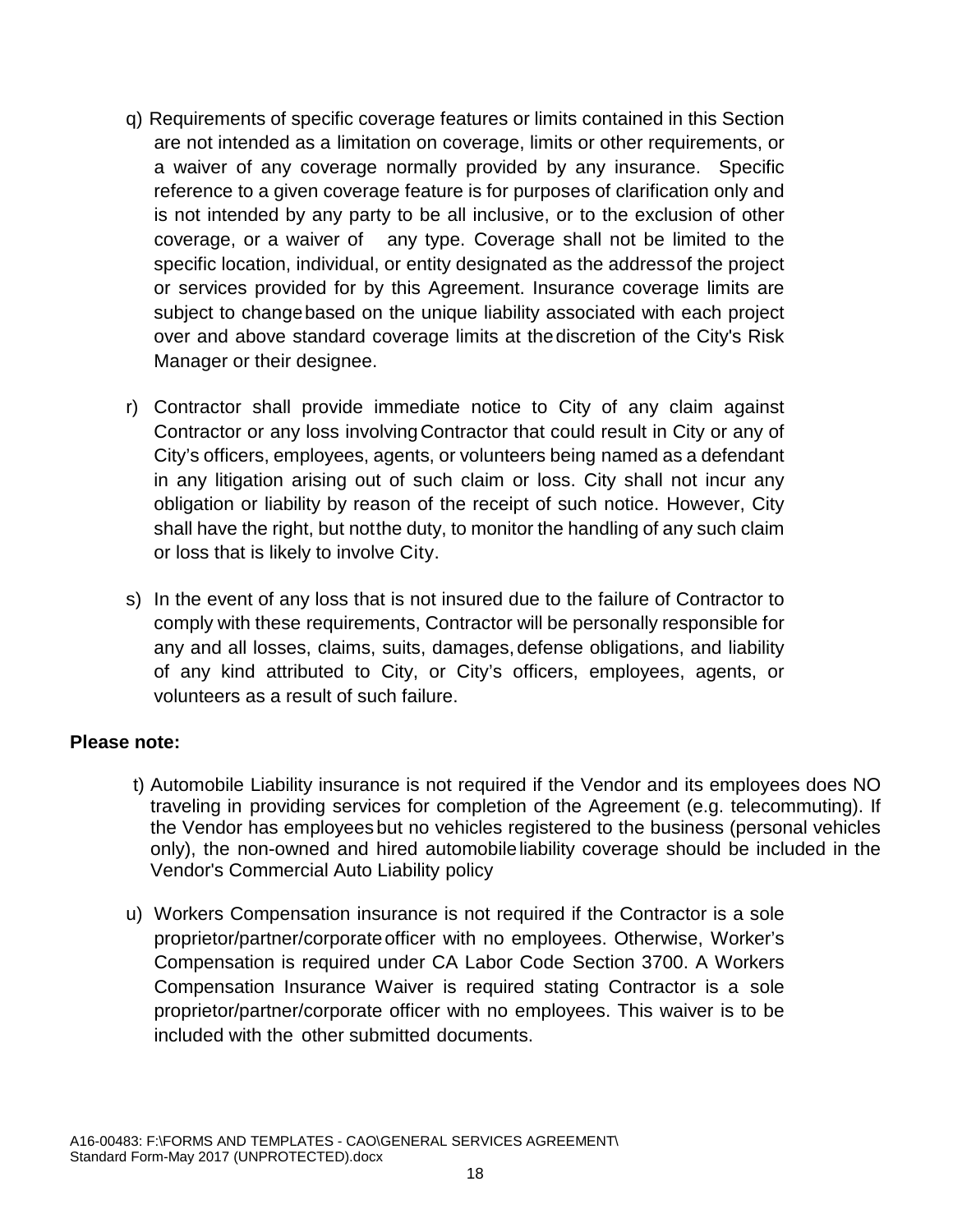q) Requirements of specific coverage features or limits contained in this Section are not intended as a limitation on coverage, limits or other requirements, or a waiver of any coverage normally provided by any insurance. Specific reference to a given coverage feature is for purposes of clarification only and is not intended by any party to be all inclusive, or to the exclusion of other coverage, or a waiver of any type. Coverage shall not be limited to the specific location, individual, or entity designated as the address of the project or services provided for by this Agreement. Insurance coverage limits are subject to change based on the unique liability associated with each project over and above standard coverage limits at the discretion of the City's Risk Manager or their designee.

r) Contractor shall provide immediate notice to City of any claim against Contractor or any loss involving Contractor that could result in City or any of City's officers, employees, agents, or volunteers being named as a defendant in any litigation arising out of such claim or loss. City shall not incur any obligation or liability by reason of the receipt of such notice. However, City shall have the right, but not the duty, to monitor the handling of any such claim or loss that is likely to involve City.

s) In the event of any loss that is not insured due to the failure of Contractor to comply with these requirements, Contractor will be personally responsible for any and all losses, claims, suits, damages, defense obligations, and liability of any kind attributed to City, or City's officers, employees, agents, or volunteers as a result of such failure.

**Please note:**

t) Automobile Liability insurance is not required if the Vendor and its employees does NO traveling in providing services for completion of the Agreement (e.g. telecommuting). If the Vendor has employees but no vehicles registered to the business (personal vehicles only), the non-owned and hired automobile liability coverage should be included in the Vendor's Commercial Auto Liability policy

u) Workers Compensation insurance is not required if the Contractor is a sole proprietor/partner/corporate officer with no employees. Otherwise, Worker's Compensation is required under CA Labor Code Section 3700. A Workers Compensation Insurance Waiver is required stating Contractor is a sole proprietor/partner/corporate officer with no employees. This waiver is to be included with the other submitted documents.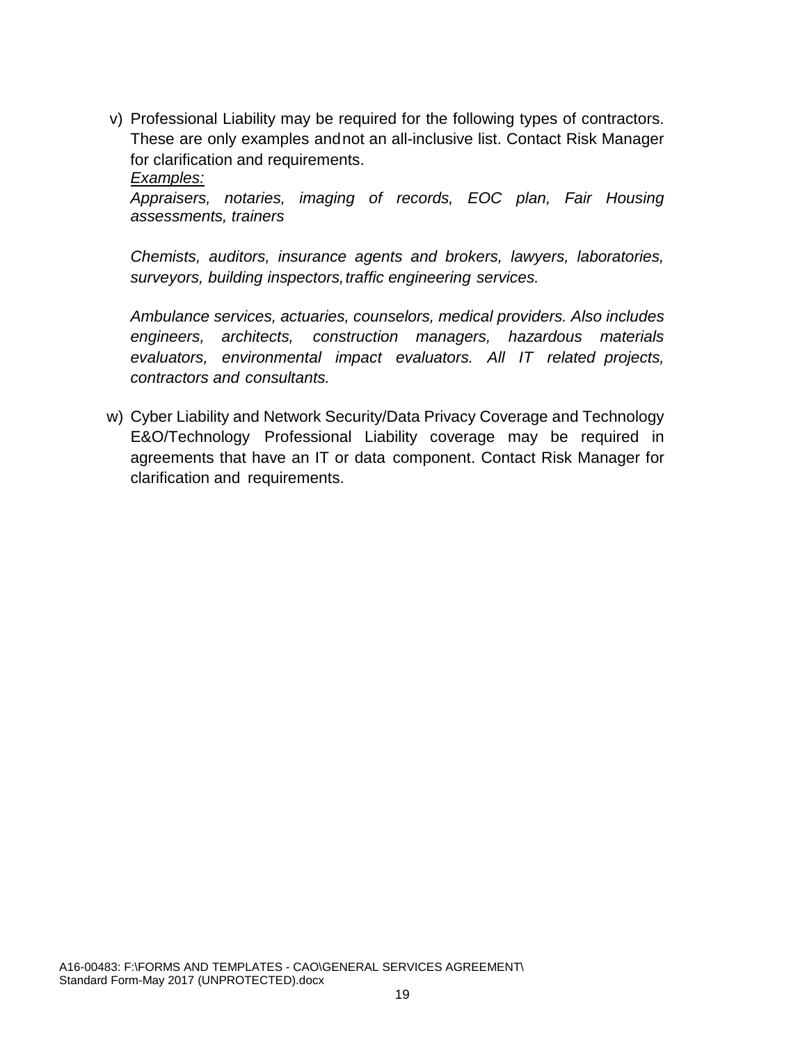v) Professional Liability may be required for the following types of contractors. These are only examples and not an all-inclusive list. Contact Risk Manager for clarification and requirements.

*<u>Examples:</u>*

*Appraisers, notaries, imaging of records, EOC plan, Fair Housing assessments, trainers*

*Chemists, auditors, insurance agents and brokers, lawyers, laboratories, surveyors, building inspectors, traffic engineering services.*

*Ambulance services, actuaries, counselors, medical providers. Also includes engineers, architects, construction managers, hazardous materials evaluators, environmental impact evaluators. All IT related projects, contractors and consultants.*

w) Cyber Liability and Network Security/Data Privacy Coverage and Technology E&O/Technology Professional Liability coverage may be required in agreements that have an IT or data component. Contact Risk Manager for clarification and requirements.

A16-00483: F:\FORMS AND TEMPLATES - CAO\GENERAL SERVICES AGREEMENT\Standard Form-May 2017 (UNPROTECTED).docx